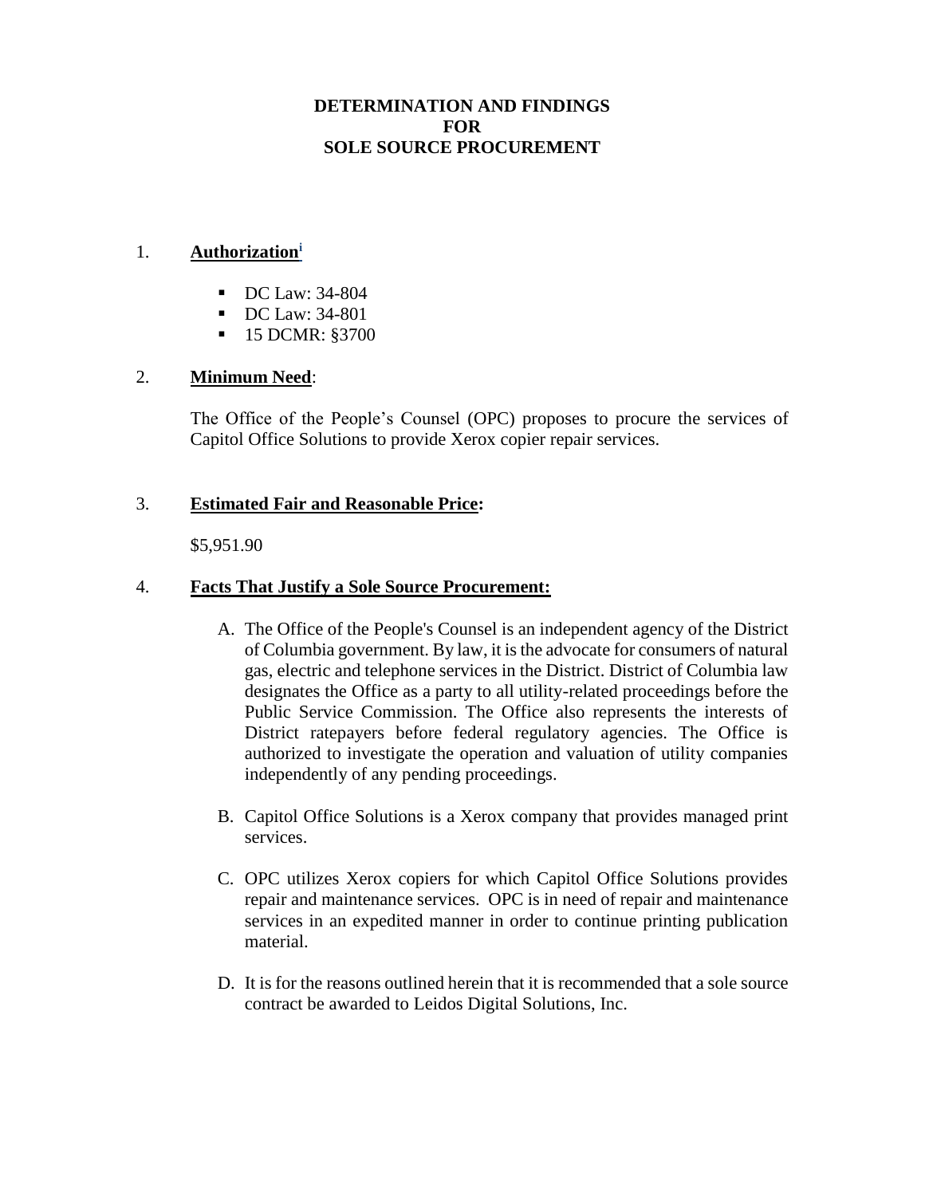# DETERMINATION AND FINDINGS FOR SOLE SOURCE PROCUREMENT

1. **Authorization**[i]

   - DC Law: 34-804
   - DC Law: 34-801
   - 15 DCMR: §3700

2. **Minimum Need**:

   The Office of the People's Counsel (OPC) proposes to procure the services of Capitol Office Solutions to provide Xerox copier repair services.

3. **Estimated Fair and Reasonable Price:**

   $5,951.90

4. **Facts That Justify a Sole Source Procurement:**

   A. The Office of the People's Counsel is an independent agency of the District of Columbia government. By law, it is the advocate for consumers of natural gas, electric and telephone services in the District. District of Columbia law designates the Office as a party to all utility-related proceedings before the Public Service Commission. The Office also represents the interests of District ratepayers before federal regulatory agencies. The Office is authorized to investigate the operation and valuation of utility companies independently of any pending proceedings.

   B. Capitol Office Solutions is a Xerox company that provides managed print services.

   C. OPC utilizes Xerox copiers for which Capitol Office Solutions provides repair and maintenance services. OPC is in need of repair and maintenance services in an expedited manner in order to continue printing publication material.

   D. It is for the reasons outlined herein that it is recommended that a sole source contract be awarded to Leidos Digital Solutions, Inc.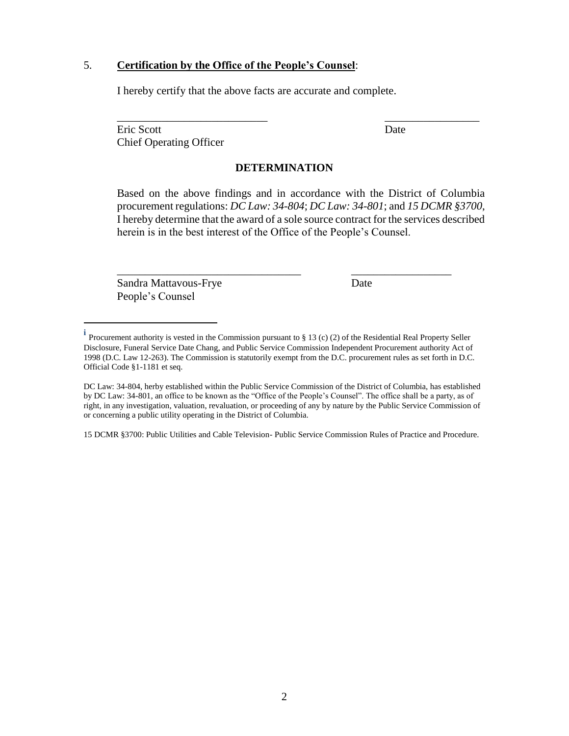5. **Certification by the Office of the People's Counsel**:

I hereby certify that the above facts are accurate and complete.

___________________________ _________________
Eric Scott Date
Chief Operating Officer

**DETERMINATION**

Based on the above findings and in accordance with the District of Columbia procurement regulations: *DC Law: 34-804*; *DC Law: 34-801*; and *15 DCMR §3700*, I hereby determine that the award of a sole source contract for the services described herein is in the best interest of the Office of the People's Counsel.

_________________________________ __________________
Sandra Mattavous-Frye Date
People's Counsel

---

[i] Procurement authority is vested in the Commission pursuant to § 13 (c) (2) of the Residential Real Property Seller Disclosure, Funeral Service Date Chang, and Public Service Commission Independent Procurement authority Act of 1998 (D.C. Law 12-263). The Commission is statutorily exempt from the D.C. procurement rules as set forth in D.C. Official Code §1-1181 et seq.

DC Law: 34-804, herby established within the Public Service Commission of the District of Columbia, has established by DC Law: 34-801, an office to be known as the "Office of the People's Counsel". The office shall be a party, as of right, in any investigation, valuation, revaluation, or proceeding of any by nature by the Public Service Commission of or concerning a public utility operating in the District of Columbia.

15 DCMR §3700: Public Utilities and Cable Television- Public Service Commission Rules of Practice and Procedure.